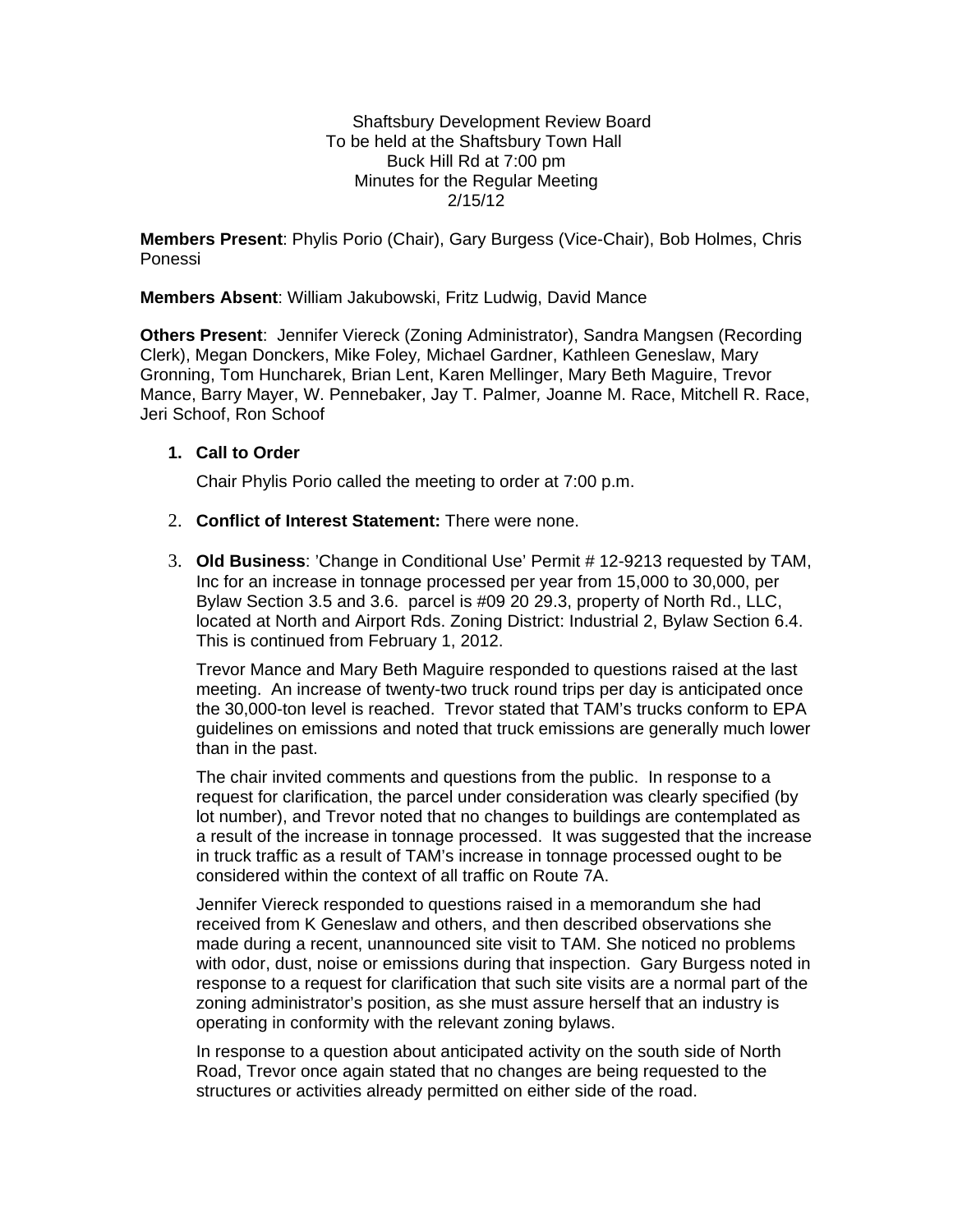Shaftsbury Development Review Board
To be held at the Shaftsbury Town Hall
Buck Hill Rd at 7:00 pm
Minutes for the Regular Meeting
2/15/12

**Members Present**: Phylis Porio (Chair), Gary Burgess (Vice-Chair), Bob Holmes, Chris Ponessi

**Members Absent**: William Jakubowski, Fritz Ludwig, David Mance

**Others Present**: Jennifer Viereck (Zoning Administrator), Sandra Mangsen (Recording Clerk), Megan Donckers, Mike Foley, Michael Gardner, Kathleen Geneslaw, Mary Gronning, Tom Huncharek, Brian Lent, Karen Mellinger, Mary Beth Maguire, Trevor Mance, Barry Mayer, W. Pennebaker, Jay T. Palmer, Joanne M. Race, Mitchell R. Race, Jeri Schoof, Ron Schoof

1. **Call to Order**

   Chair Phylis Porio called the meeting to order at 7:00 p.m.

2. **Conflict of Interest Statement:** There were none.

3. **Old Business**: 'Change in Conditional Use' Permit # 12-9213 requested by TAM, Inc for an increase in tonnage processed per year from 15,000 to 30,000, per Bylaw Section 3.5 and 3.6. parcel is #09 20 29.3, property of North Rd., LLC, located at North and Airport Rds. Zoning District: Industrial 2, Bylaw Section 6.4. This is continued from February 1, 2012.

   Trevor Mance and Mary Beth Maguire responded to questions raised at the last meeting. An increase of twenty-two truck round trips per day is anticipated once the 30,000-ton level is reached. Trevor stated that TAM's trucks conform to EPA guidelines on emissions and noted that truck emissions are generally much lower than in the past.

   The chair invited comments and questions from the public. In response to a request for clarification, the parcel under consideration was clearly specified (by lot number), and Trevor noted that no changes to buildings are contemplated as a result of the increase in tonnage processed. It was suggested that the increase in truck traffic as a result of TAM's increase in tonnage processed ought to be considered within the context of all traffic on Route 7A.

   Jennifer Viereck responded to questions raised in a memorandum she had received from K Geneslaw and others, and then described observations she made during a recent, unannounced site visit to TAM. She noticed no problems with odor, dust, noise or emissions during that inspection. Gary Burgess noted in response to a request for clarification that such site visits are a normal part of the zoning administrator's position, as she must assure herself that an industry is operating in conformity with the relevant zoning bylaws.

   In response to a question about anticipated activity on the south side of North Road, Trevor once again stated that no changes are being requested to the structures or activities already permitted on either side of the road.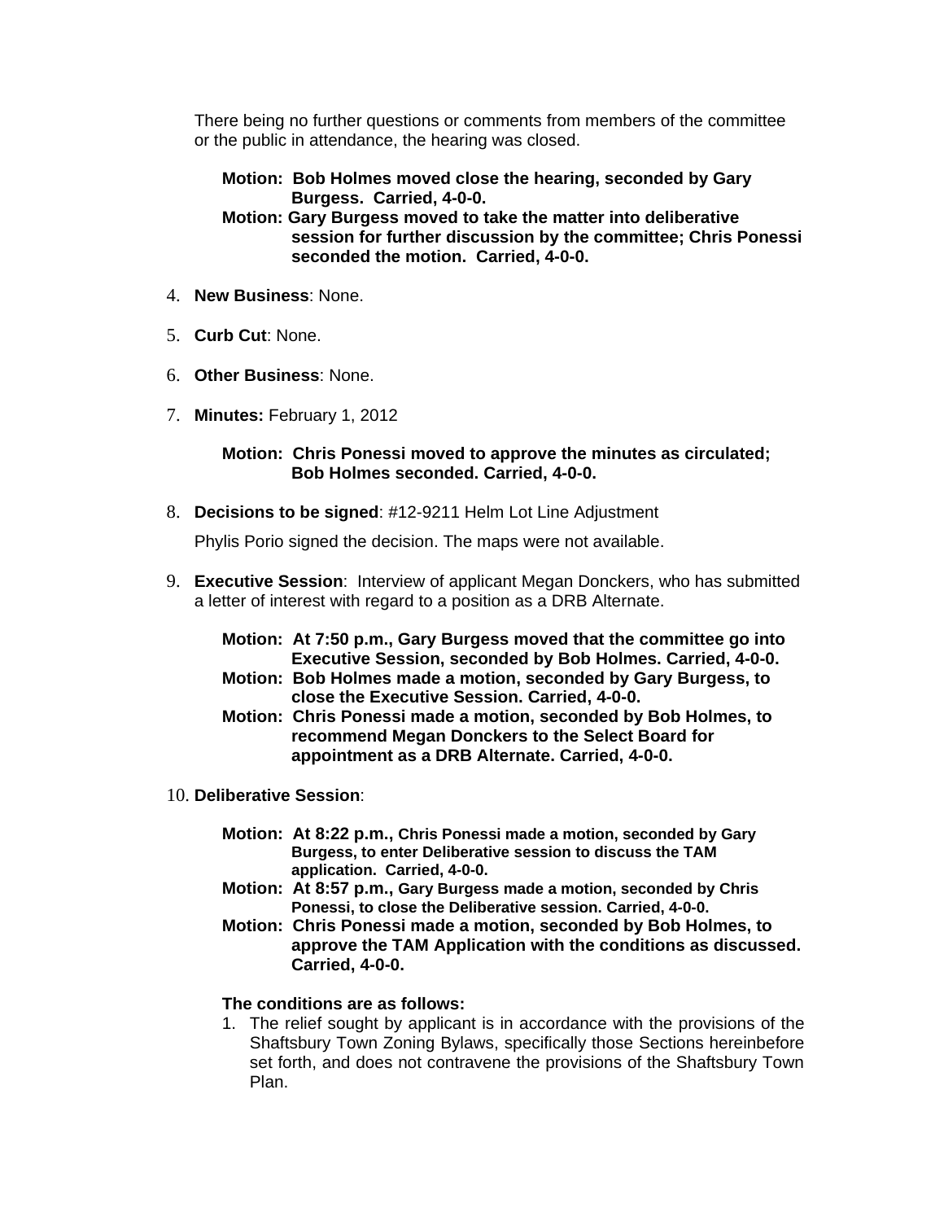There being no further questions or comments from members of the committee or the public in attendance, the hearing was closed.

**Motion: Bob Holmes moved close the hearing, seconded by Gary Burgess. Carried, 4-0-0.**
**Motion: Gary Burgess moved to take the matter into deliberative session for further discussion by the committee; Chris Ponessi seconded the motion. Carried, 4-0-0.**

4. **New Business**: None.

5. **Curb Cut**: None.

6. **Other Business**: None.

7. **Minutes:** February 1, 2012

   **Motion: Chris Ponessi moved to approve the minutes as circulated; Bob Holmes seconded. Carried, 4-0-0.**

8. **Decisions to be signed**: #12-9211 Helm Lot Line Adjustment

   Phylis Porio signed the decision. The maps were not available.

9. **Executive Session**: Interview of applicant Megan Donckers, who has submitted a letter of interest with regard to a position as a DRB Alternate.

   **Motion: At 7:50 p.m., Gary Burgess moved that the committee go into Executive Session, seconded by Bob Holmes. Carried, 4-0-0.**
   **Motion: Bob Holmes made a motion, seconded by Gary Burgess, to close the Executive Session. Carried, 4-0-0.**
   **Motion: Chris Ponessi made a motion, seconded by Bob Holmes, to recommend Megan Donckers to the Select Board for appointment as a DRB Alternate. Carried, 4-0-0.**

10. **Deliberative Session**:

    **Motion: At 8:22 p.m., Chris Ponessi made a motion, seconded by Gary Burgess, to enter Deliberative session to discuss the TAM application. Carried, 4-0-0.**
    **Motion: At 8:57 p.m., Gary Burgess made a motion, seconded by Chris Ponessi, to close the Deliberative session. Carried, 4-0-0.**
    **Motion: Chris Ponessi made a motion, seconded by Bob Holmes, to approve the TAM Application with the conditions as discussed. Carried, 4-0-0.**

    **The conditions are as follows:**

    1. The relief sought by applicant is in accordance with the provisions of the Shaftsbury Town Zoning Bylaws, specifically those Sections hereinbefore set forth, and does not contravene the provisions of the Shaftsbury Town Plan.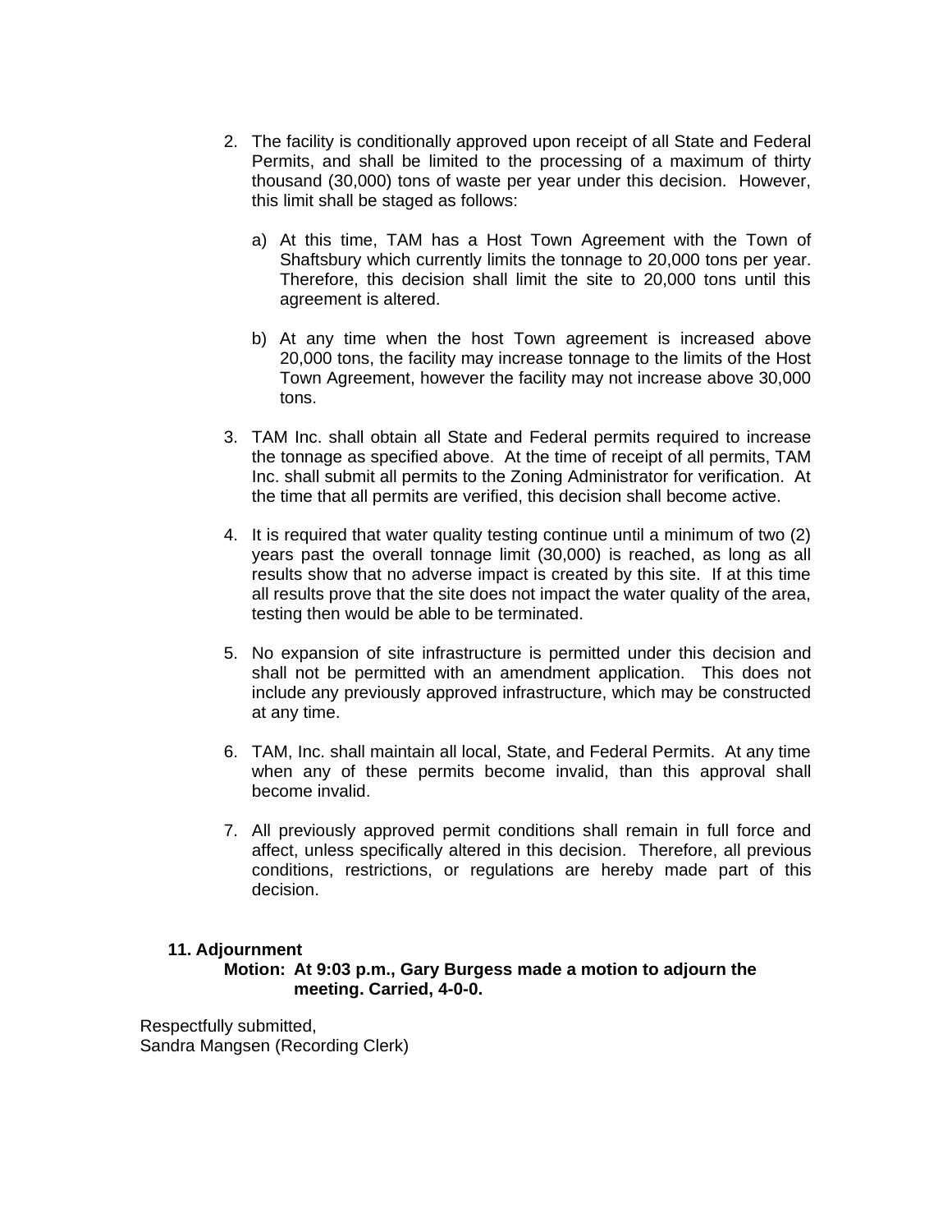2. The facility is conditionally approved upon receipt of all State and Federal Permits, and shall be limited to the processing of a maximum of thirty thousand (30,000) tons of waste per year under this decision. However, this limit shall be staged as follows:

   a) At this time, TAM has a Host Town Agreement with the Town of Shaftsbury which currently limits the tonnage to 20,000 tons per year. Therefore, this decision shall limit the site to 20,000 tons until this agreement is altered.

   b) At any time when the host Town agreement is increased above 20,000 tons, the facility may increase tonnage to the limits of the Host Town Agreement, however the facility may not increase above 30,000 tons.

3. TAM Inc. shall obtain all State and Federal permits required to increase the tonnage as specified above. At the time of receipt of all permits, TAM Inc. shall submit all permits to the Zoning Administrator for verification. At the time that all permits are verified, this decision shall become active.

4. It is required that water quality testing continue until a minimum of two (2) years past the overall tonnage limit (30,000) is reached, as long as all results show that no adverse impact is created by this site. If at this time all results prove that the site does not impact the water quality of the area, testing then would be able to be terminated.

5. No expansion of site infrastructure is permitted under this decision and shall not be permitted with an amendment application. This does not include any previously approved infrastructure, which may be constructed at any time.

6. TAM, Inc. shall maintain all local, State, and Federal Permits. At any time when any of these permits become invalid, than this approval shall become invalid.

7. All previously approved permit conditions shall remain in full force and affect, unless specifically altered in this decision. Therefore, all previous conditions, restrictions, or regulations are hereby made part of this decision.

**11. Adjournment**

**Motion: At 9:03 p.m., Gary Burgess made a motion to adjourn the meeting. Carried, 4-0-0.**

Respectfully submitted,
Sandra Mangsen (Recording Clerk)